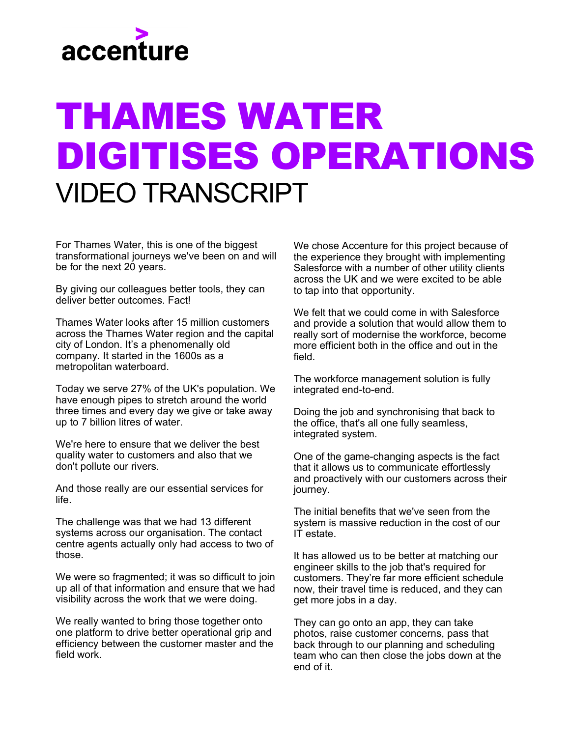accenture

# THAMES WATER DIGITISES OPERATIONS

## VIDEO TRANSCRIPT

For Thames Water, this is one of the biggest transformational journeys we've been on and will be for the next 20 years.

By giving our colleagues better tools, they can deliver better outcomes. Fact!

Thames Water looks after 15 million customers across the Thames Water region and the capital city of London. It's a phenomenally old company. It started in the 1600s as a metropolitan waterboard.

Today we serve 27% of the UK's population. We have enough pipes to stretch around the world three times and every day we give or take away up to 7 billion litres of water.

We're here to ensure that we deliver the best quality water to customers and also that we don't pollute our rivers.

And those really are our essential services for life.

The challenge was that we had 13 different systems across our organisation. The contact centre agents actually only had access to two of those.

We were so fragmented; it was so difficult to join up all of that information and ensure that we had visibility across the work that we were doing.

We really wanted to bring those together onto one platform to drive better operational grip and efficiency between the customer master and the field work.

We chose Accenture for this project because of the experience they brought with implementing Salesforce with a number of other utility clients across the UK and we were excited to be able to tap into that opportunity.

We felt that we could come in with Salesforce and provide a solution that would allow them to really sort of modernise the workforce, become more efficient both in the office and out in the field.

The workforce management solution is fully integrated end-to-end.

Doing the job and synchronising that back to the office, that's all one fully seamless, integrated system.

One of the game-changing aspects is the fact that it allows us to communicate effortlessly and proactively with our customers across their journey.

The initial benefits that we've seen from the system is massive reduction in the cost of our IT estate.

It has allowed us to be better at matching our engineer skills to the job that's required for customers. They're far more efficient schedule now, their travel time is reduced, and they can get more jobs in a day.

They can go onto an app, they can take photos, raise customer concerns, pass that back through to our planning and scheduling team who can then close the jobs down at the end of it.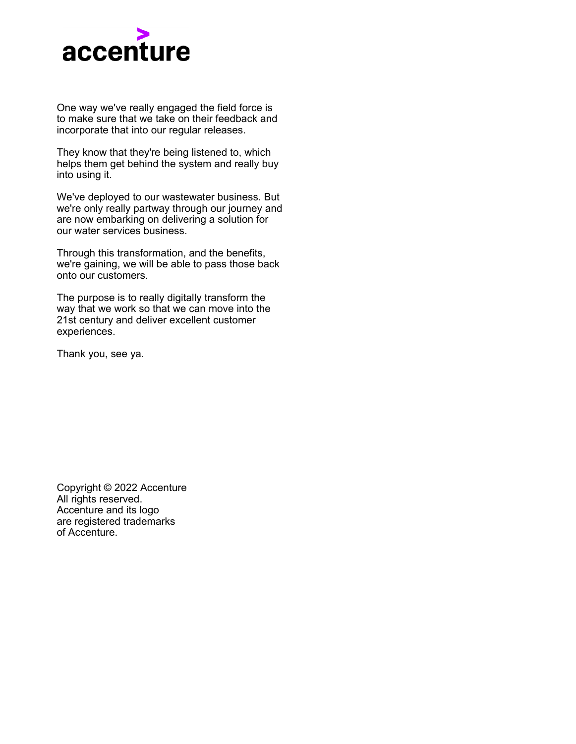One way we've really engaged the field force is to make sure that we take on their feedback and incorporate that into our regular releases.

They know that they're being listened to, which helps them get behind the system and really buy into using it.

We've deployed to our wastewater business. But we're only really partway through our journey and are now embarking on delivering a solution for our water services business.

Through this transformation, and the benefits, we're gaining, we will be able to pass those back onto our customers.

The purpose is to really digitally transform the way that we work so that we can move into the 21st century and deliver excellent customer experiences.

Thank you, see ya.

Copyright © 2022 Accenture
All rights reserved.
Accenture and its logo
are registered trademarks
of Accenture.